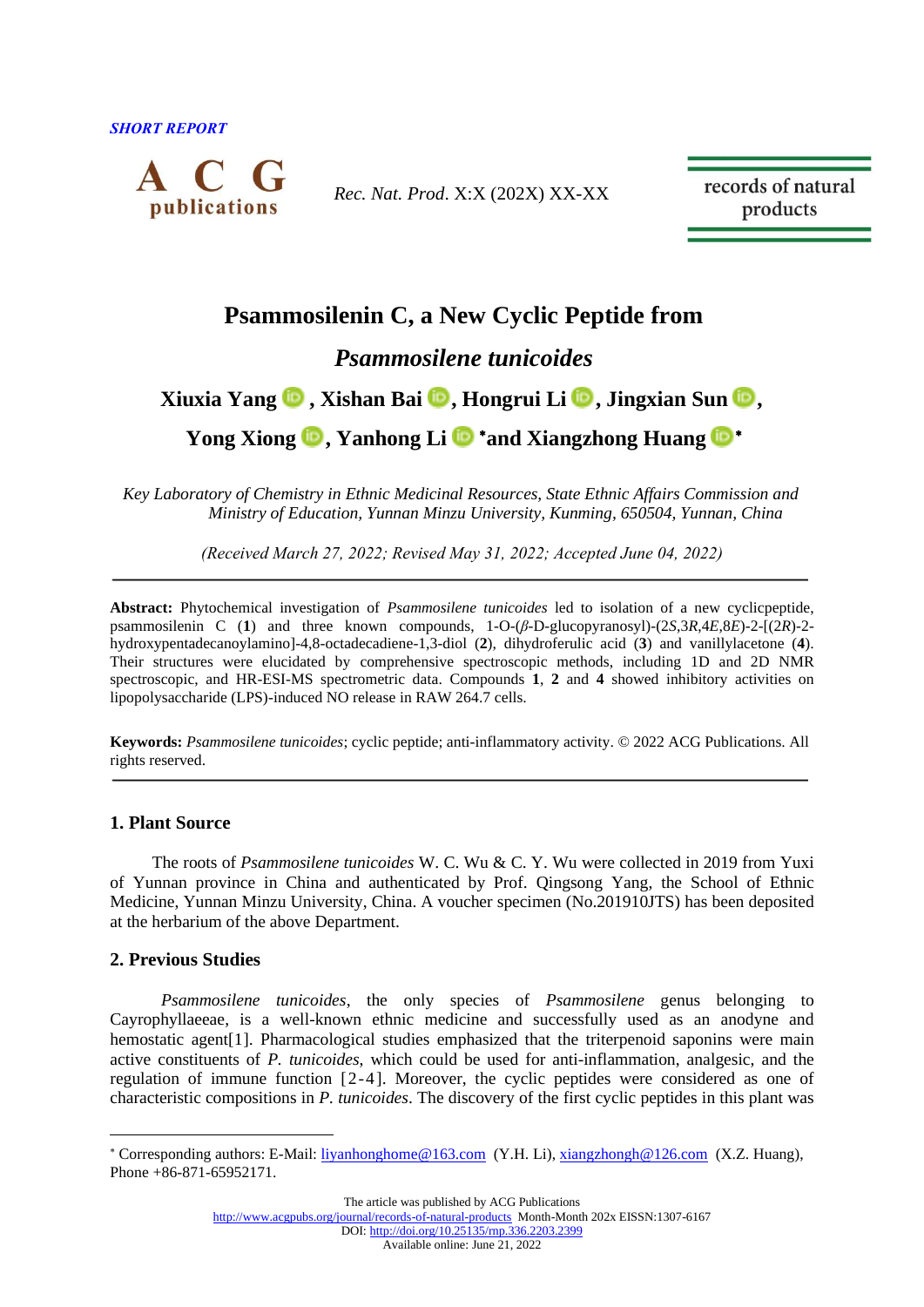*SHORT REPORT*

# Psammosilenin C, a New Cyclic Peptide from *Psammosilene tunicoides*

**Xiuxia Yang, Xishan Bai, Hongrui Li, Jingxian Sun, Yong Xiong, Yanhong Li\* and Xiangzhong Huang\***

*Key Laboratory of Chemistry in Ethnic Medicinal Resources, State Ethnic Affairs Commission and Ministry of Education, Yunnan Minzu University, Kunming, 650504, Yunnan, China*

*(Received March 27, 2022; Revised May 31, 2022; Accepted June 04, 2022)*

**Abstract:** Phytochemical investigation of *Psammosilene tunicoides* led to isolation of a new cyclicpeptide, psammosilenin C (**1**) and three known compounds, 1-O-(*β*-D-glucopyranosyl)-(2*S*,3*R*,4*E*,8*E*)-2-[(2*R*)-2-hydroxypentadecanoylamino]-4,8-octadecadiene-1,3-diol (**2**), dihydroferulic acid (**3**) and vanillylacetone (**4**). Their structures were elucidated by comprehensive spectroscopic methods, including 1D and 2D NMR spectroscopic, and HR-ESI-MS spectrometric data. Compounds **1**, **2** and **4** showed inhibitory activities on lipopolysaccharide (LPS)-induced NO release in RAW 264.7 cells.

**Keywords:** *Psammosilene tunicoides*; cyclic peptide; anti-inflammatory activity. © 2022 ACG Publications. All rights reserved.

## 1. Plant Source

The roots of *Psammosilene tunicoides* W. C. Wu & C. Y. Wu were collected in 2019 from Yuxi of Yunnan province in China and authenticated by Prof. Qingsong Yang, the School of Ethnic Medicine, Yunnan Minzu University, China. A voucher specimen (No.201910JTS) has been deposited at the herbarium of the above Department.

## 2. Previous Studies

*Psammosilene tunicoides*, the only species of *Psammosilene* genus belonging to Cayrophyllaeeae, is a well-known ethnic medicine and successfully used as an anodyne and hemostatic agent[1]. Pharmacological studies emphasized that the triterpenoid saponins were main active constituents of *P. tunicoides*, which could be used for anti-inflammation, analgesic, and the regulation of immune function [2-4]. Moreover, the cyclic peptides were considered as one of characteristic compositions in *P. tunicoides*. The discovery of the first cyclic peptides in this plant was

\* Corresponding authors: E-Mail: liyanhonghome@163.com (Y.H. Li), xiangzhongh@126.com (X.Z. Huang), Phone +86-871-65952171.

The article was published by ACG Publications
http://www.acgpubs.org/journal/records-of-natural-products Month-Month 202x EISSN:1307-6167
DOI: http://doi.org/10.25135/rnp.336.2203.2399
Available online: June 21, 2022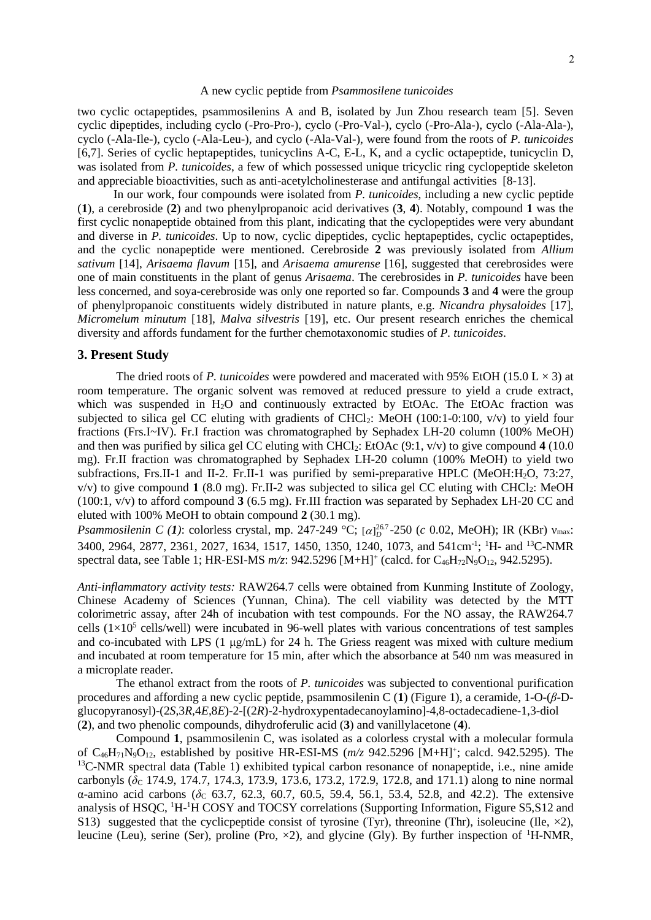two cyclic octapeptides, psammosilenins A and B, isolated by Jun Zhou research team [5]. Seven cyclic dipeptides, including cyclo (-Pro-Pro-), cyclo (-Pro-Val-), cyclo (-Pro-Ala-), cyclo (-Ala-Ala-), cyclo (-Ala-Ile-), cyclo (-Ala-Leu-), and cyclo (-Ala-Val-), were found from the roots of *P. tunicoides* [6,7]. Series of cyclic heptapeptides, tunicyclins A-C, E-L, K, and a cyclic octapeptide, tunicyclin D, was isolated from *P. tunicoides*, a few of which possessed unique tricyclic ring cyclopeptide skeleton and appreciable bioactivities, such as anti-acetylcholinesterase and antifungal activities [8-13].

In our work, four compounds were isolated from *P. tunicoides*, including a new cyclic peptide (**1**), a cerebroside (**2**) and two phenylpropanoic acid derivatives (**3**, **4**). Notably, compound **1** was the first cyclic nonapeptide obtained from this plant, indicating that the cyclopeptides were very abundant and diverse in *P. tunicoides*. Up to now, cyclic dipeptides, cyclic heptapeptides, cyclic octapeptides, and the cyclic nonapeptide were mentioned. Cerebroside **2** was previously isolated from *Allium sativum* [14], *Arisaema flavum* [15], and *Arisaema amurense* [16], suggested that cerebrosides were one of main constituents in the plant of genus *Arisaema*. The cerebrosides in *P. tunicoides* have been less concerned, and soya-cerebroside was only one reported so far. Compounds **3** and **4** were the group of phenylpropanoic constituents widely distributed in nature plants, e.g. *Nicandra physaloides* [17], *Micromelum minutum* [18], *Malva silvestris* [19], etc. Our present research enriches the chemical diversity and affords fundament for the further chemotaxonomic studies of *P. tunicoides*.

## 3. Present Study

The dried roots of *P. tunicoides* were powdered and macerated with 95% EtOH (15.0 L × 3) at room temperature. The organic solvent was removed at reduced pressure to yield a crude extract, which was suspended in $H_2O$ and continuously extracted by EtOAc. The EtOAc fraction was subjected to silica gel CC eluting with gradients of $CHCl_2$: MeOH (100:1-0:100, v/v) to yield four fractions (Frs.I~IV). Fr.I fraction was chromatographed by Sephadex LH-20 column (100% MeOH) and then was purified by silica gel CC eluting with $CHCl_2$: EtOAc (9:1, v/v) to give compound **4** (10.0 mg). Fr.II fraction was chromatographed by Sephadex LH-20 column (100% MeOH) to yield two subfractions, Frs.II-1 and II-2. Fr.II-1 was purified by semi-preparative HPLC (MeOH:$H_2O$, 73:27, v/v) to give compound **1** (8.0 mg). Fr.II-2 was subjected to silica gel CC eluting with $CHCl_2$: MeOH (100:1, v/v) to afford compound **3** (6.5 mg). Fr.III fraction was separated by Sephadex LH-20 CC and eluted with 100% MeOH to obtain compound **2** (30.1 mg).

*Psammosilenin C (1)*: colorless crystal, mp. 247-249 °C; $[\alpha]_D^{26.7}$ -250 (*c* 0.02, MeOH); IR (KBr) $\nu_{max}$: 3400, 2964, 2877, 2361, 2027, 1634, 1517, 1450, 1350, 1240, 1073, and 541cm$^{-1}$; $^1$H- and $^{13}$C-NMR spectral data, see Table 1; HR-ESI-MS *m/z*: 942.5296 [M+H]$^+$ (calcd. for $C_{46}H_{72}N_9O_{12}$, 942.5295).

*Anti-inflammatory activity tests:* RAW264.7 cells were obtained from Kunming Institute of Zoology, Chinese Academy of Sciences (Yunnan, China). The cell viability was detected by the MTT colorimetric assay, after 24h of incubation with test compounds. For the NO assay, the RAW264.7 cells ($1\times10^5$ cells/well) were incubated in 96-well plates with various concentrations of test samples and co-incubated with LPS (1 μg/mL) for 24 h. The Griess reagent was mixed with culture medium and incubated at room temperature for 15 min, after which the absorbance at 540 nm was measured in a microplate reader.

The ethanol extract from the roots of *P. tunicoides* was subjected to conventional purification procedures and affording a new cyclic peptide, psammosilenin C (**1**) (Figure 1), a ceramide, 1-O-(*β*-D-glucopyranosyl)-(2*S*,3*R*,4*E*,8*E*)-2-[(2*R*)-2-hydroxypentadecanoylamino]-4,8-octadecadiene-1,3-diol (**2**), and two phenolic compounds, dihydroferulic acid (**3**) and vanillylacetone (**4**).

Compound **1**, psammosilenin C, was isolated as a colorless crystal with a molecular formula of $C_{46}H_{71}N_9O_{12}$, established by positive HR-ESI-MS (*m/z* 942.5296 [M+H]$^+$; calcd. 942.5295). The $^{13}$C-NMR spectral data (Table 1) exhibited typical carbon resonance of nonapeptide, i.e., nine amide carbonyls ($\delta_C$ 174.9, 174.7, 174.3, 173.9, 173.6, 173.2, 172.9, 172.8, and 171.1) along to nine normal α-amino acid carbons ($\delta_C$ 63.7, 62.3, 60.7, 60.5, 59.4, 56.1, 53.4, 52.8, and 42.2). The extensive analysis of HSQC, $^1$H-$^1$H COSY and TOCSY correlations (Supporting Information, Figure S5,S12 and S13) suggested that the cyclicpeptide consist of tyrosine (Tyr), threonine (Thr), isoleucine (Ile, ×2), leucine (Leu), serine (Ser), proline (Pro, ×2), and glycine (Gly). By further inspection of $^1$H-NMR,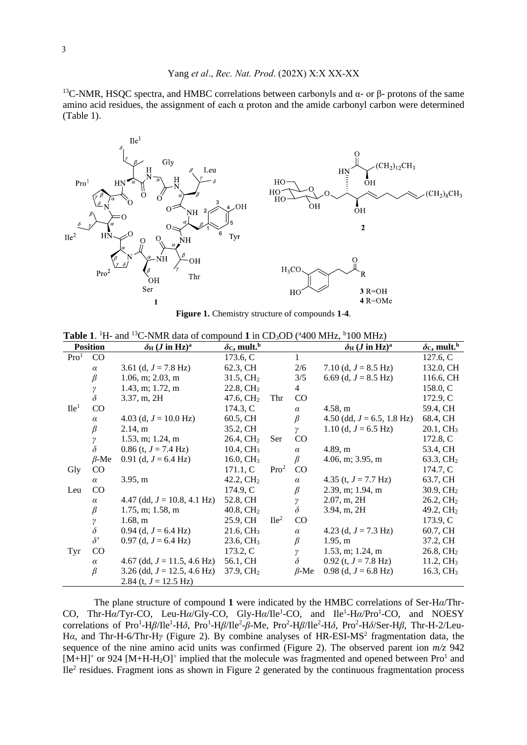$^{13}$C-NMR, HSQC spectra, and HMBC correlations between carbonyls and α- or β- protons of the same amino acid residues, the assignment of each α proton and the amide carbonyl carbon were determined (Table 1).

**Figure 1.** Chemistry structure of compounds **1-4**.

**Table 1**. $^1$H- and $^{13}$C-NMR data of compound **1** in $CD_3OD$ ([a]400 MHz, [b]100 MHz)

| Position | | $\delta_H$ (*J* in Hz)[a] | $\delta_C$, mult.[b] | | | $\delta_H$ (*J* in Hz)[a] | $\delta_C$, mult.[b] |
|---|---|---|---|---|---|---|---|
| Pro[1] | CO | | 173.6, C | | 1 | | 127.6, C |
| | *α* | 3.61 (d, *J* = 7.8 Hz) | 62.3, CH | | 2/6 | 7.10 (d, *J* = 8.5 Hz) | 132.0, CH |
| | *β* | 1.06, m; 2.03, m | 31.5, $CH_2$ | | 3/5 | 6.69 (d, *J* = 8.5 Hz) | 116.6, CH |
| | *γ* | 1.43, m; 1.72, m | 22.8, $CH_2$ | | 4 | | 158.0, C |
| | *δ* | 3.37, m, 2H | 47.6, $CH_2$ | Thr | CO | | 172.9, C |
| Ile[1] | CO | | 174.3, C | | *α* | 4.58, m | 59.4, CH |
| | *α* | 4.03 (d, *J* = 10.0 Hz) | 60.5, CH | | *β* | 4.50 (dd, *J* = 6.5, 1.8 Hz) | 68.4, CH |
| | *β* | 2.14, m | 35.2, CH | | *γ* | 1.10 (d, *J* = 6.5 Hz) | 20.1, $CH_3$ |
| | *γ* | 1.53, m; 1.24, m | 26.4, $CH_2$ | Ser | CO | | 172.8, C |
| | *δ* | 0.86 (t, *J* = 7.4 Hz) | 10.4, $CH_3$ | | *α* | 4.89, m | 53.4, CH |
| | *β*-Me | 0.91 (d, *J* = 6.4 Hz) | 16.0, $CH_3$ | | *β* | 4.06, m; 3.95, m | 63.3, $CH_2$ |
| Gly | CO | | 171.1, C | Pro[2] | CO | | 174.7, C |
| | *α* | 3.95, m | 42.2, $CH_2$ | | *α* | 4.35 (t, *J* = 7.7 Hz) | 63.7, CH |
| Leu | CO | | 174.9, C | | *β* | 2.39, m; 1.94, m | 30.9, $CH_2$ |
| | *α* | 4.47 (dd, *J* = 10.8, 4.1 Hz) | 52.8, CH | | *γ* | 2.07, m, 2H | 26.2, $CH_2$ |
| | *β* | 1.75, m; 1.58, m | 40.8, $CH_2$ | | *δ* | 3.94, m, 2H | 49.2, $CH_2$ |
| | *γ* | 1.68, m | 25.9, CH | Ile[2] | CO | | 173.9, C |
| | *δ* | 0.94 (d, *J* = 6.4 Hz) | 21.6, $CH_3$ | | *α* | 4.23 (d, *J* = 7.3 Hz) | 60.7, CH |
| | *δ′* | 0.97 (d, *J* = 6.4 Hz) | 23.6, $CH_3$ | | *β* | 1.95, m | 37.2, CH |
| Tyr | CO | | 173.2, C | | *γ* | 1.53, m; 1.24, m | 26.8, $CH_2$ |
| | *α* | 4.67 (dd, *J* = 11.5, 4.6 Hz) | 56.1, CH | | *δ* | 0.92 (t, *J* = 7.8 Hz) | 11.2, $CH_3$ |
| | *β* | 3.26 (dd, *J* = 12.5, 4.6 Hz)<br>2.84 (t, *J* = 12.5 Hz) | 37.9, $CH_2$ | | *β*-Me | 0.98 (d, *J* = 6.8 Hz) | 16.3, $CH_3$ |

The plane structure of compound **1** were indicated by the HMBC correlations of Ser-H*α*/Thr-CO, Thr-H*α*/Tyr-CO, Leu-H*α*/Gly-CO, Gly-H*α*/Ile[1]-CO, and Ile[1]-H*α*/Pro[1]-CO, and NOESY correlations of Pro[1]-H*β*/Ile[1]-H*δ*, Pro[1]-H*β*/Ile[2]-*β*-Me, Pro[2]-H*β*/Ile[2]-H*δ*, Pro[2]-H*δ*/Ser-H*β*, Thr-H-2/Leu-H*α*, and Thr-H-6/Thr-H*γ* (Figure 2). By combine analyses of HR-ESI-MS[2] fragmentation data, the sequence of the nine amino acid units was confirmed (Figure 2). The observed parent ion *m/z* 942 $[M+H]^+$ or 924 $[M+H-H_2O]^+$ implied that the molecule was fragmented and opened between Pro[1] and Ile[2] residues. Fragment ions as shown in Figure 2 generated by the continuous fragmentation process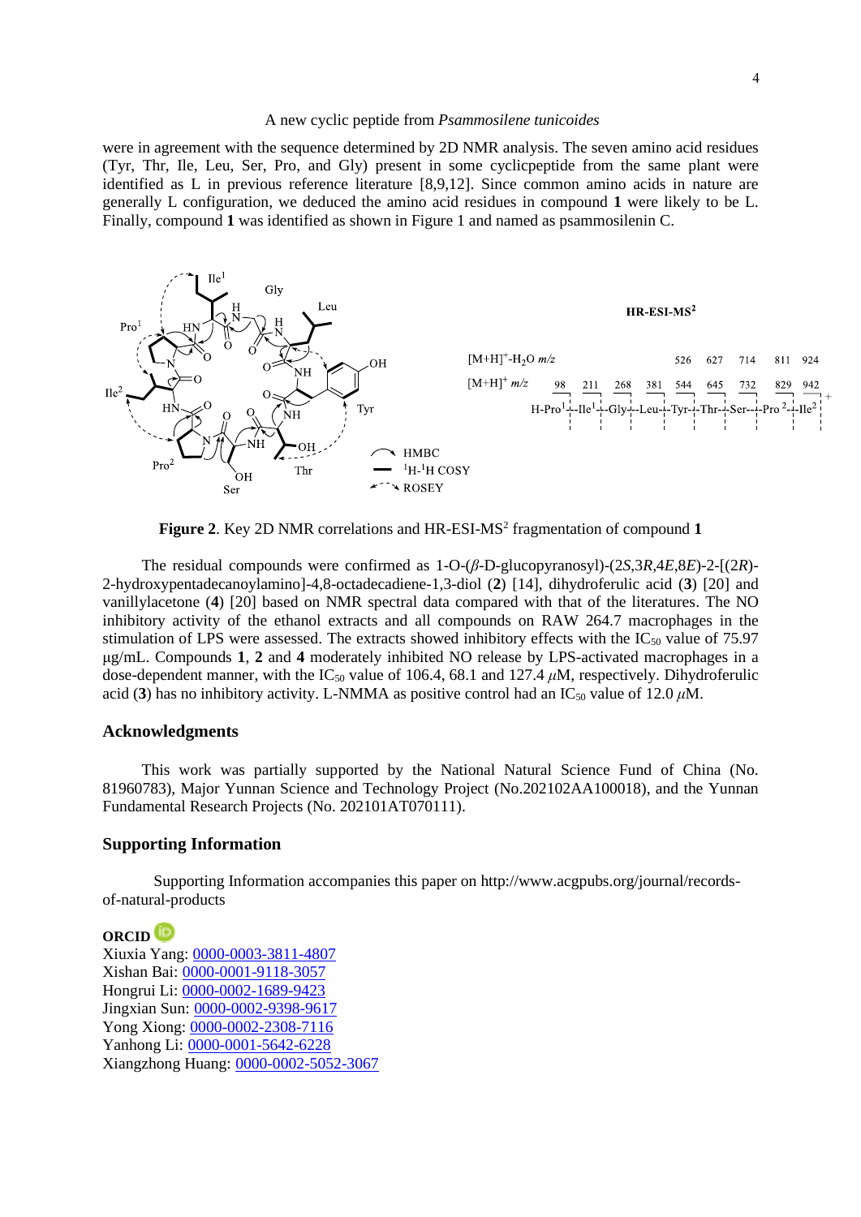were in agreement with the sequence determined by 2D NMR analysis. The seven amino acid residues (Tyr, Thr, Ile, Leu, Ser, Pro, and Gly) present in some cyclicpeptide from the same plant were identified as L in previous reference literature [8,9,12]. Since common amino acids in nature are generally L configuration, we deduced the amino acid residues in compound **1** were likely to be L. Finally, compound **1** was identified as shown in Figure 1 and named as psammosilenin C.

**Figure 2**. Key 2D NMR correlations and HR-ESI-MS$^2$ fragmentation of compound **1**

The residual compounds were confirmed as 1-O-(*β*-D-glucopyranosyl)-(2*S*,3*R*,4*E*,8*E*)-2-[(2*R*)-2-hydroxypentadecanoylamino]-4,8-octadecadiene-1,3-diol (**2**) [14], dihydroferulic acid (**3**) [20] and vanillylacetone (**4**) [20] based on NMR spectral data compared with that of the literatures. The NO inhibitory activity of the ethanol extracts and all compounds on RAW 264.7 macrophages in the stimulation of LPS were assessed. The extracts showed inhibitory effects with the $IC_{50}$ value of 75.97 μg/mL. Compounds **1**, **2** and **4** moderately inhibited NO release by LPS-activated macrophages in a dose-dependent manner, with the $IC_{50}$ value of 106.4, 68.1 and 127.4 *μ*M, respectively. Dihydroferulic acid (**3**) has no inhibitory activity. L-NMMA as positive control had an $IC_{50}$ value of 12.0 *μ*M.

## Acknowledgments

This work was partially supported by the National Natural Science Fund of China (No. 81960783), Major Yunnan Science and Technology Project (No.202102AA100018), and the Yunnan Fundamental Research Projects (No. 202101AT070111).

## Supporting Information

Supporting Information accompanies this paper on http://www.acgpubs.org/journal/records-of-natural-products

**ORCID**

Xiuxia Yang: 0000-0003-3811-4807
Xishan Bai: 0000-0001-9118-3057
Hongrui Li: 0000-0002-1689-9423
Jingxian Sun: 0000-0002-9398-9617
Yong Xiong: 0000-0002-2308-7116
Yanhong Li: 0000-0001-5642-6228
Xiangzhong Huang: 0000-0002-5052-3067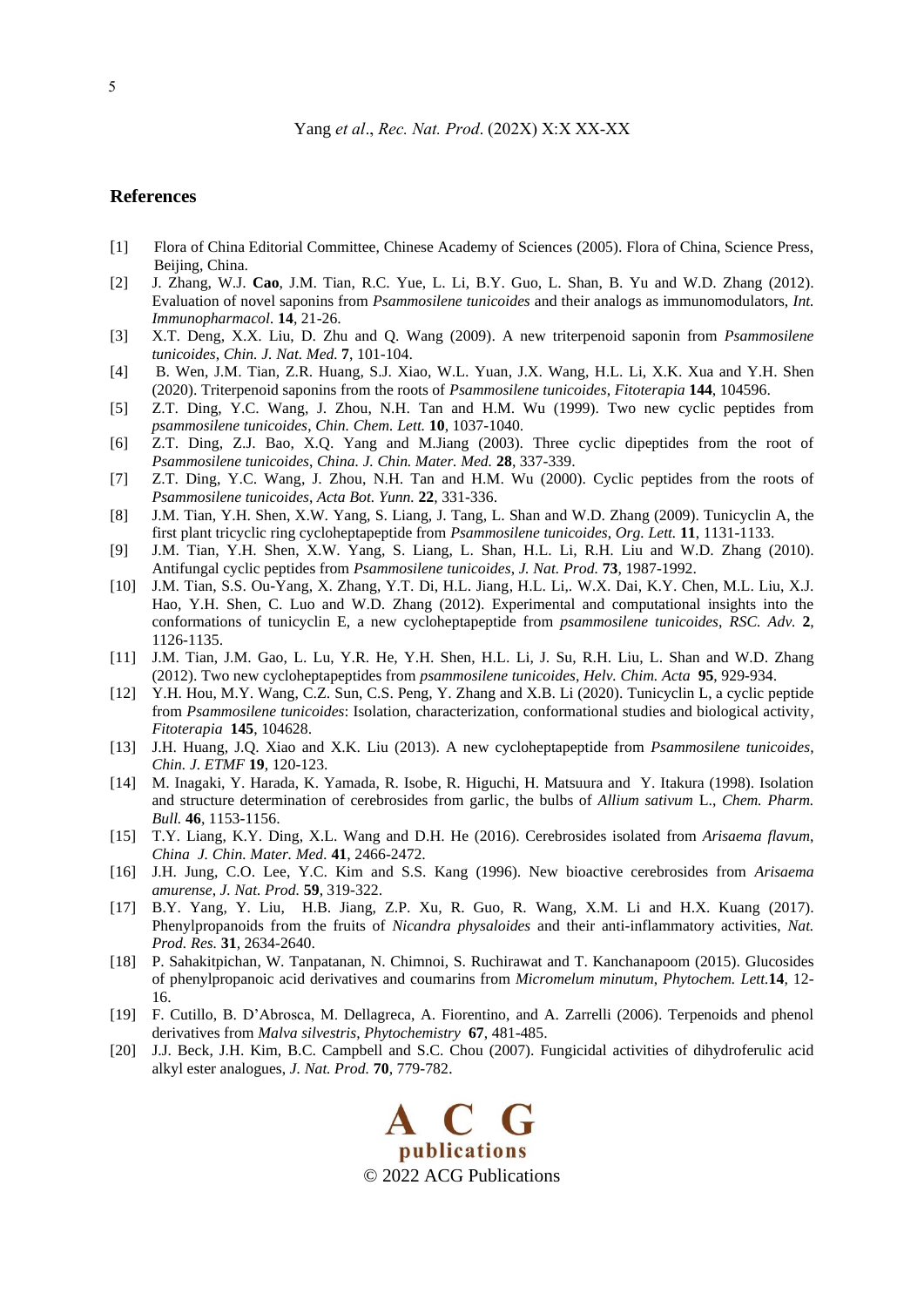## References

[1] Flora of China Editorial Committee, Chinese Academy of Sciences (2005). Flora of China, Science Press, Beijing, China.

[2] J. Zhang, W.J. **Cao**, J.M. Tian, R.C. Yue, L. Li, B.Y. Guo, L. Shan, B. Yu and W.D. Zhang (2012). Evaluation of novel saponins from *Psammosilene tunicoides* and their analogs as immunomodulators, *Int. Immunopharmacol.* **14**, 21-26.

[3] X.T. Deng, X.X. Liu, D. Zhu and Q. Wang (2009). A new triterpenoid saponin from *Psammosilene tunicoides*, *Chin. J. Nat. Med.* **7**, 101-104.

[4] B. Wen, J.M. Tian, Z.R. Huang, S.J. Xiao, W.L. Yuan, J.X. Wang, H.L. Li, X.K. Xua and Y.H. Shen (2020). Triterpenoid saponins from the roots of *Psammosilene tunicoides*, *Fitoterapia* **144**, 104596.

[5] Z.T. Ding, Y.C. Wang, J. Zhou, N.H. Tan and H.M. Wu (1999). Two new cyclic peptides from *psammosilene tunicoides*, *Chin. Chem. Lett.* **10**, 1037-1040.

[6] Z.T. Ding, Z.J. Bao, X.Q. Yang and M.Jiang (2003). Three cyclic dipeptides from the root of *Psammosilene tunicoides*, *China. J. Chin. Mater. Med.* **28**, 337-339.

[7] Z.T. Ding, Y.C. Wang, J. Zhou, N.H. Tan and H.M. Wu (2000). Cyclic peptides from the roots of *Psammosilene tunicoides*, *Acta Bot. Yunn.* **22**, 331-336.

[8] J.M. Tian, Y.H. Shen, X.W. Yang, S. Liang, J. Tang, L. Shan and W.D. Zhang (2009). Tunicyclin A, the first plant tricyclic ring cycloheptapeptide from *Psammosilene tunicoides*, *Org. Lett.* **11**, 1131-1133.

[9] J.M. Tian, Y.H. Shen, X.W. Yang, S. Liang, L. Shan, H.L. Li, R.H. Liu and W.D. Zhang (2010). Antifungal cyclic peptides from *Psammosilene tunicoides*, *J. Nat. Prod.* **73**, 1987-1992.

[10] J.M. Tian, S.S. Ou-Yang, X. Zhang, Y.T. Di, H.L. Jiang, H.L. Li,. W.X. Dai, K.Y. Chen, M.L. Liu, X.J. Hao, Y.H. Shen, C. Luo and W.D. Zhang (2012). Experimental and computational insights into the conformations of tunicyclin E, a new cycloheptapeptide from *psammosilene tunicoides*, *RSC. Adv.* **2**, 1126-1135.

[11] J.M. Tian, J.M. Gao, L. Lu, Y.R. He, Y.H. Shen, H.L. Li, J. Su, R.H. Liu, L. Shan and W.D. Zhang (2012). Two new cycloheptapeptides from *psammosilene tunicoides*, *Helv. Chim. Acta* **95**, 929-934.

[12] Y.H. Hou, M.Y. Wang, C.Z. Sun, C.S. Peng, Y. Zhang and X.B. Li (2020). Tunicyclin L, a cyclic peptide from *Psammosilene tunicoides*: Isolation, characterization, conformational studies and biological activity, *Fitoterapia* **145**, 104628.

[13] J.H. Huang, J.Q. Xiao and X.K. Liu (2013). A new cycloheptapeptide from *Psammosilene tunicoides*, *Chin. J. ETMF* **19**, 120-123.

[14] M. Inagaki, Y. Harada, K. Yamada, R. Isobe, R. Higuchi, H. Matsuura and Y. Itakura (1998). Isolation and structure determination of cerebrosides from garlic, the bulbs of *Allium sativum* L., *Chem. Pharm. Bull.* **46**, 1153-1156.

[15] T.Y. Liang, K.Y. Ding, X.L. Wang and D.H. He (2016). Cerebrosides isolated from *Arisaema flavum*, *China J. Chin. Mater. Med*. **41**, 2466-2472.

[16] J.H. Jung, C.O. Lee, Y.C. Kim and S.S. Kang (1996). New bioactive cerebrosides from *Arisaema amurense*, *J. Nat. Prod.* **59**, 319-322.

[17] B.Y. Yang, Y. Liu, H.B. Jiang, Z.P. Xu, R. Guo, R. Wang, X.M. Li and H.X. Kuang (2017). Phenylpropanoids from the fruits of *Nicandra physaloides* and their anti-inflammatory activities, *Nat. Prod. Res.* **31**, 2634-2640.

[18] P. Sahakitpichan, W. Tanpatanan, N. Chimnoi, S. Ruchirawat and T. Kanchanapoom (2015). Glucosides of phenylpropanoic acid derivatives and coumarins from *Micromelum minutum*, *Phytochem. Lett.***14**, 12-16.

[19] F. Cutillo, B. D'Abrosca, M. Dellagreca, A. Fiorentino, and A. Zarrelli (2006). Terpenoids and phenol derivatives from *Malva silvestris*, *Phytochemistry* **67**, 481-485.

[20] J.J. Beck, J.H. Kim, B.C. Campbell and S.C. Chou (2007). Fungicidal activities of dihydroferulic acid alkyl ester analogues, *J. Nat. Prod.* **70**, 779-782.

A C G
publications
© 2022 ACG Publications